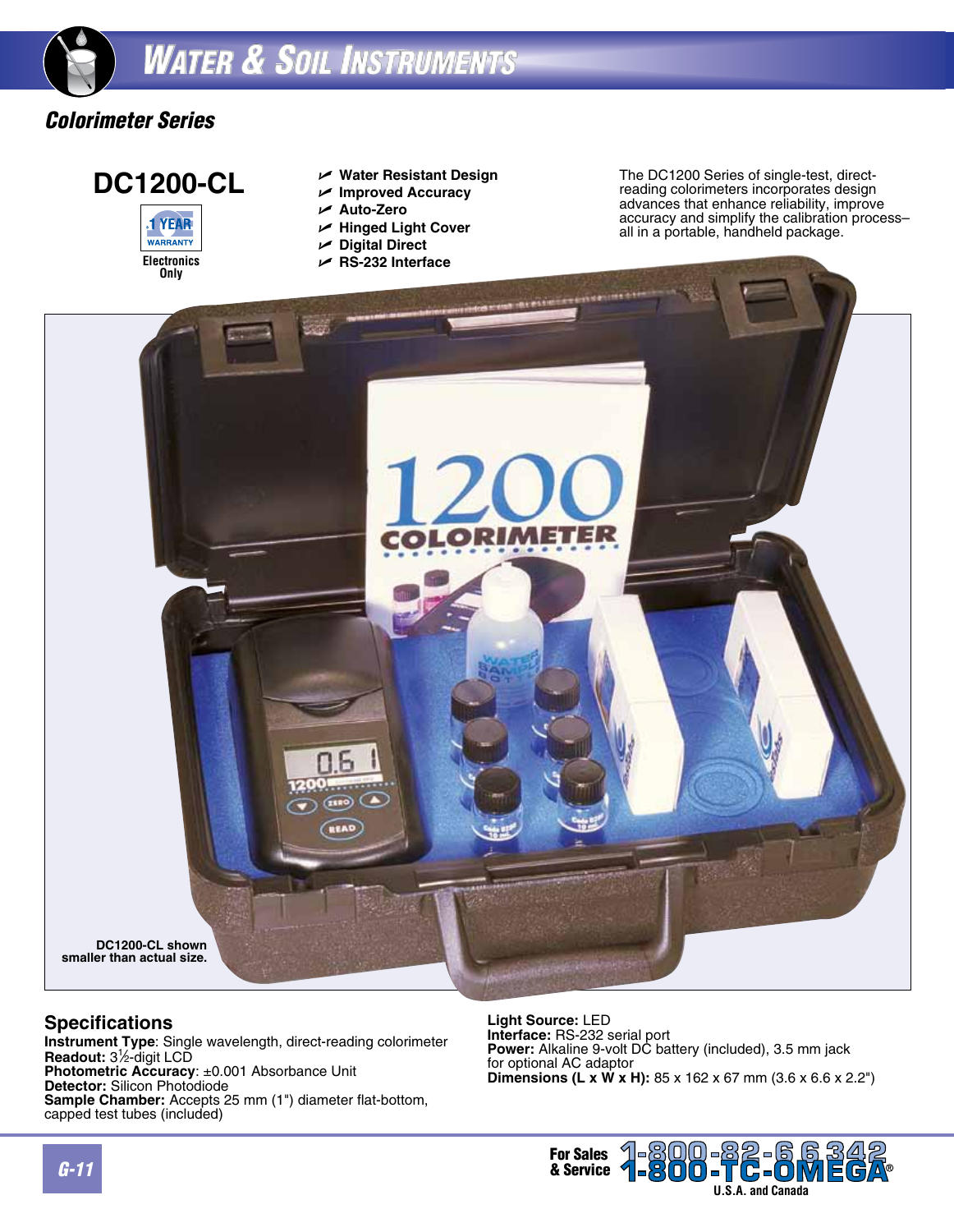# Water & Soil Instruments

## Colorimeter Series

## DC1200-CL

1 YEAR WARRANTY
Electronics Only

- Water Resistant Design
- Improved Accuracy
- Auto-Zero
- Hinged Light Cover
- Digital Direct
- RS-232 Interface

The DC1200 Series of single-test, direct-reading colorimeters incorporates design advances that enhance reliability, improve accuracy and simplify the calibration process–all in a portable, handheld package.

**DC1200-CL shown smaller than actual size.**

## Specifications

**Instrument Type**: Single wavelength, direct-reading colorimeter
**Readout:** 3½-digit LCD
**Photometric Accuracy**: ±0.001 Absorbance Unit
**Detector:** Silicon Photodiode
**Sample Chamber:** Accepts 25 mm (1") diameter flat-bottom, capped test tubes (included)
**Light Source:** LED
**Interface:** RS-232 serial port
**Power:** Alkaline 9-volt DC battery (included), 3.5 mm jack for optional AC adaptor
**Dimensions (L x W x H):** 85 x 162 x 67 mm (3.6 x 6.6 x 2.2")

For Sales & Service 1-800-82-66342 1-800-TC-OMEGA® U.S.A. and Canada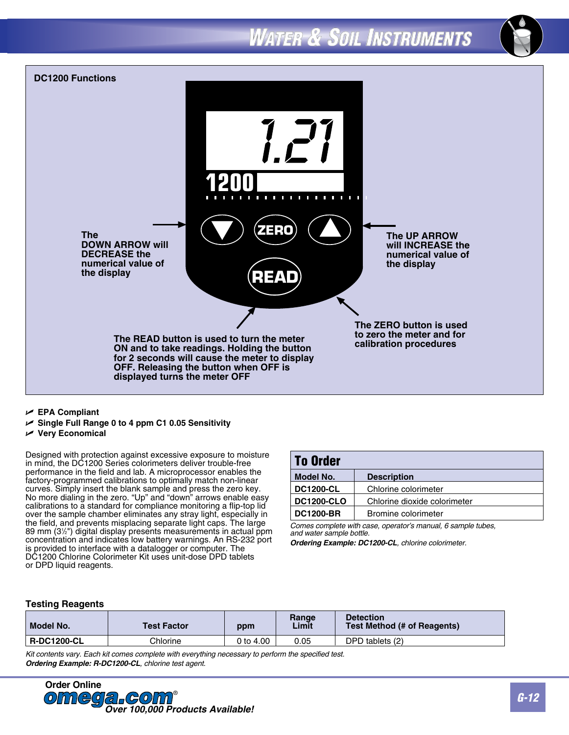## DC1200 Functions

1.21

1200

The DOWN ARROW will DECREASE the numerical value of the display

ZERO

The UP ARROW will INCREASE the numerical value of the display

READ

The READ button is used to turn the meter ON and to take readings. Holding the button for 2 seconds will cause the meter to display OFF. Releasing the button when OFF is displayed turns the meter OFF

The ZERO button is used to zero the meter and for calibration procedures

- **EPA Compliant**
- **Single Full Range 0 to 4 ppm C1 0.05 Sensitivity**
- **Very Economical**

Designed with protection against excessive exposure to moisture in mind, the DC1200 Series colorimeters deliver trouble-free performance in the field and lab. A microprocessor enables the factory-programmed calibrations to optimally match non-linear curves. Simply insert the blank sample and press the zero key. No more dialing in the zero. "Up" and "down" arrows enable easy calibrations to a standard for compliance monitoring a flip-top lid over the sample chamber eliminates any stray light, especially in the field, and prevents misplacing separate light caps. The large 89 mm (3½") digital display presents measurements in actual ppm concentration and indicates low battery warnings. An RS-232 port is provided to interface with a datalogger or computer. The DC1200 Chlorine Colorimeter Kit uses unit-dose DPD tablets or DPD liquid reagents.

## To Order

| Model No. | Description |
|---|---|
| **DC1200-CL** | Chlorine colorimeter |
| **DC1200-CLO** | Chlorine dioxide colorimeter |
| **DC1200-BR** | Bromine colorimeter |

*Comes complete with case, operator's manual, 6 sample tubes, and water sample bottle.*

***Ordering Example: DC1200-CL**, chlorine colorimeter.*

### Testing Reagents

| Model No. | Test Factor | ppm | Range Limit | Detection Test Method (# of Reagents) |
|---|---|---|---|---|
| **R-DC1200-CL** | Chlorine | 0 to 4.00 | 0.05 | DPD tablets (2) |

*Kit contents vary. Each kit comes complete with everything necessary to perform the specified test.*

***Ordering Example: R-DC1200-CL**, chlorine test agent.*